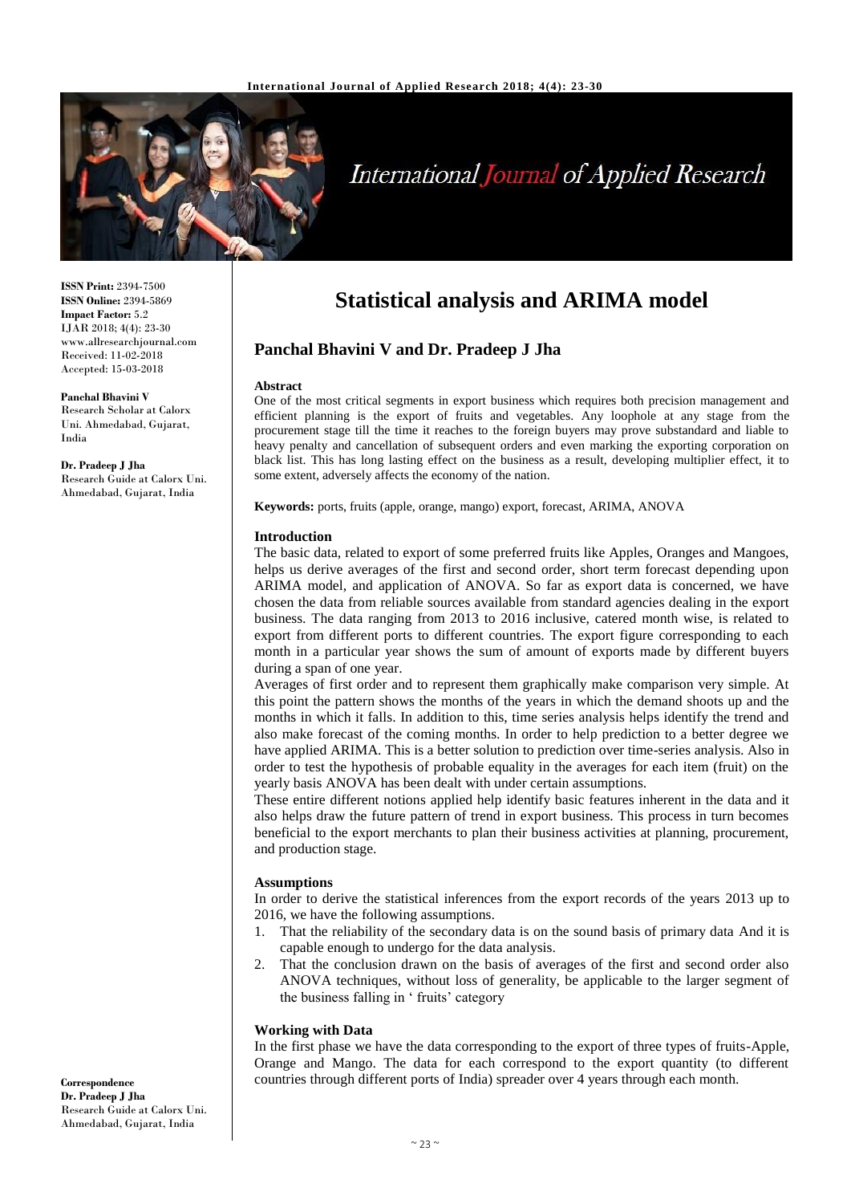# Statistical analysis and ARIMA model

## Panchal Bhavini V and Dr. Pradeep J Jha

**ISSN Print:** 2394-7500
**ISSN Online:** 2394-5869
**Impact Factor:** 5.2
IJAR 2018; 4(4): 23-30
www.allresearchjournal.com
Received: 11-02-2018
Accepted: 15-03-2018

**Panchal Bhavini V**
Research Scholar at Calorx Uni. Ahmedabad, Gujarat, India

**Dr. Pradeep J Jha**
Research Guide at Calorx Uni. Ahmedabad, Gujarat, India

**Correspondence**
**Dr. Pradeep J Jha**
Research Guide at Calorx Uni. Ahmedabad, Gujarat, India

### Abstract

One of the most critical segments in export business which requires both precision management and efficient planning is the export of fruits and vegetables. Any loophole at any stage from the procurement stage till the time it reaches to the foreign buyers may prove substandard and liable to heavy penalty and cancellation of subsequent orders and even marking the exporting corporation on black list. This has long lasting effect on the business as a result, developing multiplier effect, it to some extent, adversely affects the economy of the nation.

**Keywords:** ports, fruits (apple, orange, mango) export, forecast, ARIMA, ANOVA

### Introduction

The basic data, related to export of some preferred fruits like Apples, Oranges and Mangoes, helps us derive averages of the first and second order, short term forecast depending upon ARIMA model, and application of ANOVA. So far as export data is concerned, we have chosen the data from reliable sources available from standard agencies dealing in the export business. The data ranging from 2013 to 2016 inclusive, catered month wise, is related to export from different ports to different countries. The export figure corresponding to each month in a particular year shows the sum of amount of exports made by different buyers during a span of one year.

Averages of first order and to represent them graphically make comparison very simple. At this point the pattern shows the months of the years in which the demand shoots up and the months in which it falls. In addition to this, time series analysis helps identify the trend and also make forecast of the coming months. In order to help prediction to a better degree we have applied ARIMA. This is a better solution to prediction over time-series analysis. Also in order to test the hypothesis of probable equality in the averages for each item (fruit) on the yearly basis ANOVA has been dealt with under certain assumptions.

These entire different notions applied help identify basic features inherent in the data and it also helps draw the future pattern of trend in export business. This process in turn becomes beneficial to the export merchants to plan their business activities at planning, procurement, and production stage.

### Assumptions

In order to derive the statistical inferences from the export records of the years 2013 up to 2016, we have the following assumptions.

1. That the reliability of the secondary data is on the sound basis of primary data And it is capable enough to undergo for the data analysis.
2. That the conclusion drawn on the basis of averages of the first and second order also ANOVA techniques, without loss of generality, be applicable to the larger segment of the business falling in ' fruits' category

### Working with Data

In the first phase we have the data corresponding to the export of three types of fruits-Apple, Orange and Mango. The data for each correspond to the export quantity (to different countries through different ports of India) spreader over 4 years through each month.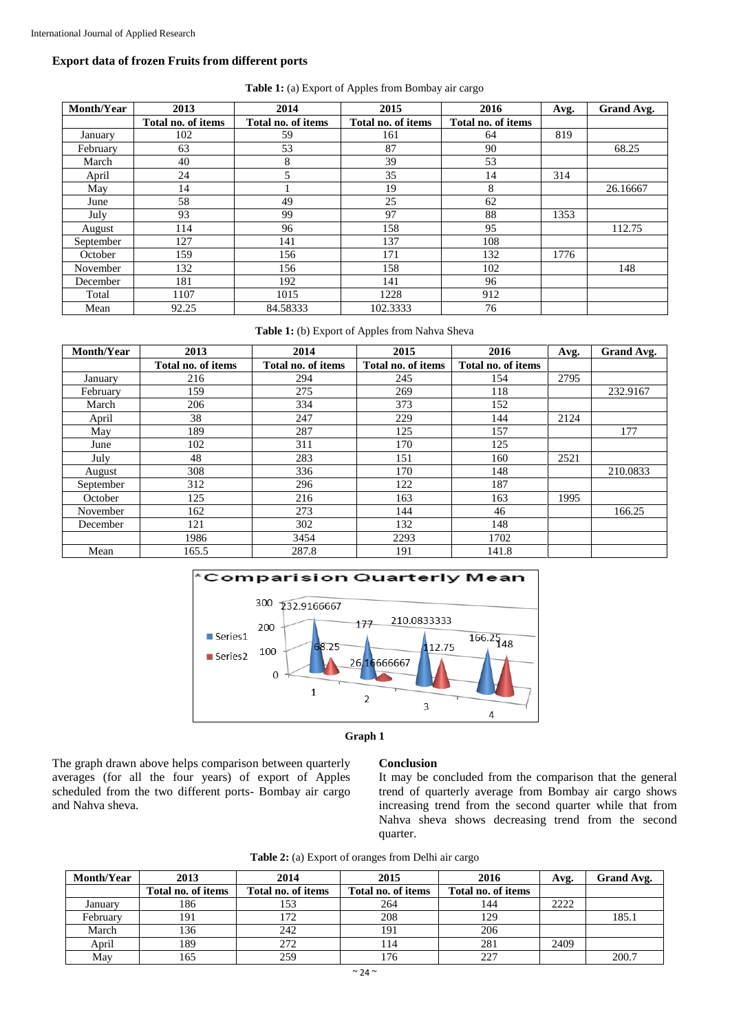### Export data of frozen Fruits from different ports

**Table 1:** (a) Export of Apples from Bombay air cargo

| Month/Year | 2013 | 2014 | 2015 | 2016 | Avg. | Grand Avg. |
|---|---|---|---|---|---|---|
| | Total no. of items | Total no. of items | Total no. of items | Total no. of items | | |
| January | 102 | 59 | 161 | 64 | 819 | |
| February | 63 | 53 | 87 | 90 | | 68.25 |
| March | 40 | 8 | 39 | 53 | | |
| April | 24 | 5 | 35 | 14 | 314 | |
| May | 14 | 1 | 19 | 8 | | 26.16667 |
| June | 58 | 49 | 25 | 62 | | |
| July | 93 | 99 | 97 | 88 | 1353 | |
| August | 114 | 96 | 158 | 95 | | 112.75 |
| September | 127 | 141 | 137 | 108 | | |
| October | 159 | 156 | 171 | 132 | 1776 | |
| November | 132 | 156 | 158 | 102 | | 148 |
| December | 181 | 192 | 141 | 96 | | |
| Total | 1107 | 1015 | 1228 | 912 | | |
| Mean | 92.25 | 84.58333 | 102.3333 | 76 | | |

**Table 1:** (b) Export of Apples from Nahva Sheva

| Month/Year | 2013 | 2014 | 2015 | 2016 | Avg. | Grand Avg. |
|---|---|---|---|---|---|---|
| | Total no. of items | Total no. of items | Total no. of items | Total no. of items | | |
| January | 216 | 294 | 245 | 154 | 2795 | |
| February | 159 | 275 | 269 | 118 | | 232.9167 |
| March | 206 | 334 | 373 | 152 | | |
| April | 38 | 247 | 229 | 144 | 2124 | |
| May | 189 | 287 | 125 | 157 | | 177 |
| June | 102 | 311 | 170 | 125 | | |
| July | 48 | 283 | 151 | 160 | 2521 | |
| August | 308 | 336 | 170 | 148 | | 210.0833 |
| September | 312 | 296 | 122 | 187 | | |
| October | 125 | 216 | 163 | 163 | 1995 | |
| November | 162 | 273 | 144 | 46 | | 166.25 |
| December | 121 | 302 | 132 | 148 | | |
| | 1986 | 3454 | 2293 | 1702 | | |
| Mean | 165.5 | 287.8 | 191 | 141.8 | | |

Graph 1

The graph drawn above helps comparison between quarterly averages (for all the four years) of export of Apples scheduled from the two different ports- Bombay air cargo and Nahva sheva.

**Conclusion**

It may be concluded from the comparison that the general trend of quarterly average from Bombay air cargo shows increasing trend from the second quarter while that from Nahva sheva shows decreasing trend from the second quarter.

**Table 2:** (a) Export of oranges from Delhi air cargo

| Month/Year | 2013 | 2014 | 2015 | 2016 | Avg. | Grand Avg. |
|---|---|---|---|---|---|---|
| | Total no. of items | Total no. of items | Total no. of items | Total no. of items | | |
| January | 186 | 153 | 264 | 144 | 2222 | |
| February | 191 | 172 | 208 | 129 | | 185.1 |
| March | 136 | 242 | 191 | 206 | | |
| April | 189 | 272 | 114 | 281 | 2409 | |
| May | 165 | 259 | 176 | 227 | | 200.7 |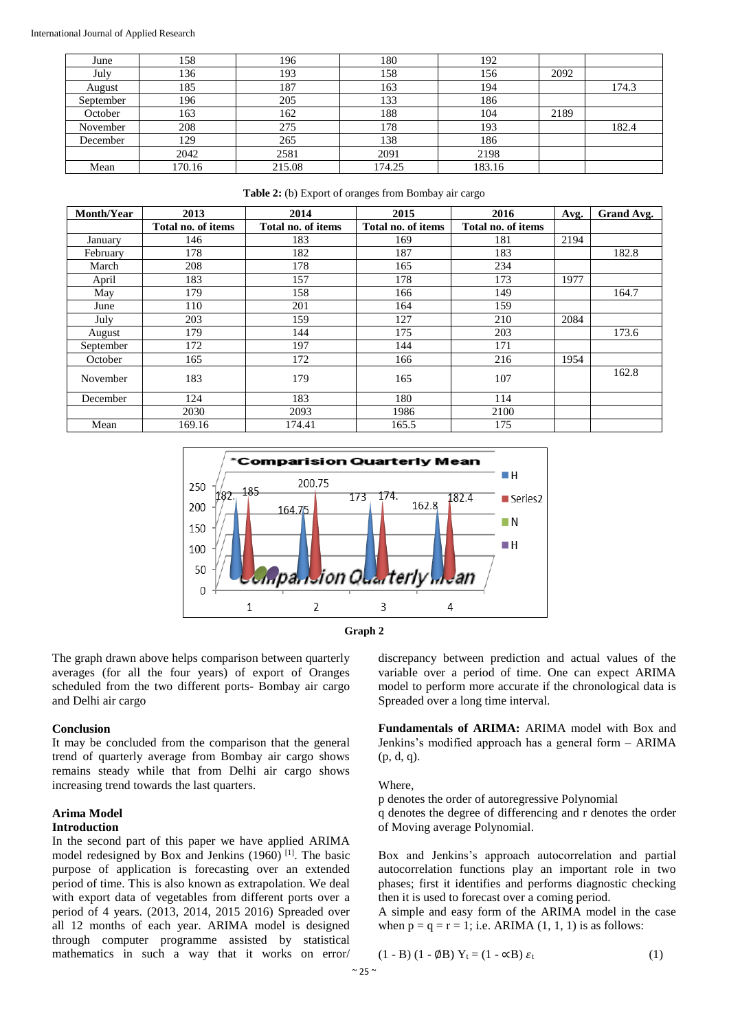| June | 158 | 196 | 180 | 192 | | |
|---|---|---|---|---|---|---|
| July | 136 | 193 | 158 | 156 | 2092 | |
| August | 185 | 187 | 163 | 194 | | 174.3 |
| September | 196 | 205 | 133 | 186 | | |
| October | 163 | 162 | 188 | 104 | 2189 | |
| November | 208 | 275 | 178 | 193 | | 182.4 |
| December | 129 | 265 | 138 | 186 | | |
| | 2042 | 2581 | 2091 | 2198 | | |
| Mean | 170.16 | 215.08 | 174.25 | 183.16 | | |

**Table 2:** (b) Export of oranges from Bombay air cargo

| Month/Year | 2013 | 2014 | 2015 | 2016 | Avg. | Grand Avg. |
|---|---|---|---|---|---|---|
| | Total no. of items | Total no. of items | Total no. of items | Total no. of items | | |
| January | 146 | 183 | 169 | 181 | 2194 | |
| February | 178 | 182 | 187 | 183 | | 182.8 |
| March | 208 | 178 | 165 | 234 | | |
| April | 183 | 157 | 178 | 173 | 1977 | |
| May | 179 | 158 | 166 | 149 | | 164.7 |
| June | 110 | 201 | 164 | 159 | | |
| July | 203 | 159 | 127 | 210 | 2084 | |
| August | 179 | 144 | 175 | 203 | | 173.6 |
| September | 172 | 197 | 144 | 171 | | |
| October | 165 | 172 | 166 | 216 | 1954 | |
| November | 183 | 179 | 165 | 107 | | 162.8 |
| December | 124 | 183 | 180 | 114 | | |
| | 2030 | 2093 | 1986 | 2100 | | |
| Mean | 169.16 | 174.41 | 165.5 | 175 | | |

**Graph 2**

The graph drawn above helps comparison between quarterly averages (for all the four years) of export of Oranges scheduled from the two different ports- Bombay air cargo and Delhi air cargo

**Conclusion**

It may be concluded from the comparison that the general trend of quarterly average from Bombay air cargo shows remains steady while that from Delhi air cargo shows increasing trend towards the last quarters.

## Arima Model

### Introduction

In the second part of this paper we have applied ARIMA model redesigned by Box and Jenkins (1960) [1]. The basic purpose of application is forecasting over an extended period of time. This is also known as extrapolation. We deal with export data of vegetables from different ports over a period of 4 years. (2013, 2014, 2015 2016) Spreaded over all 12 months of each year. ARIMA model is designed through computer programme assisted by statistical mathematics in such a way that it works on error/ discrepancy between prediction and actual values of the variable over a period of time. One can expect ARIMA model to perform more accurate if the chronological data is Spreaded over a long time interval.

**Fundamentals of ARIMA:** ARIMA model with Box and Jenkins's modified approach has a general form – ARIMA (p, d, q).

Where,

p denotes the order of autoregressive Polynomial

q denotes the degree of differencing and r denotes the order of Moving average Polynomial.

Box and Jenkins's approach autocorrelation and partial autocorrelation functions play an important role in two phases; first it identifies and performs diagnostic checking then it is used to forecast over a coming period.

A simple and easy form of the ARIMA model in the case when p = q = r = 1; i.e. ARIMA (1, 1, 1) is as follows:

$$(1 - B)\,(1 - \emptyset B)\,Y_t = (1 - \propto B)\,\varepsilon_t \qquad (1)$$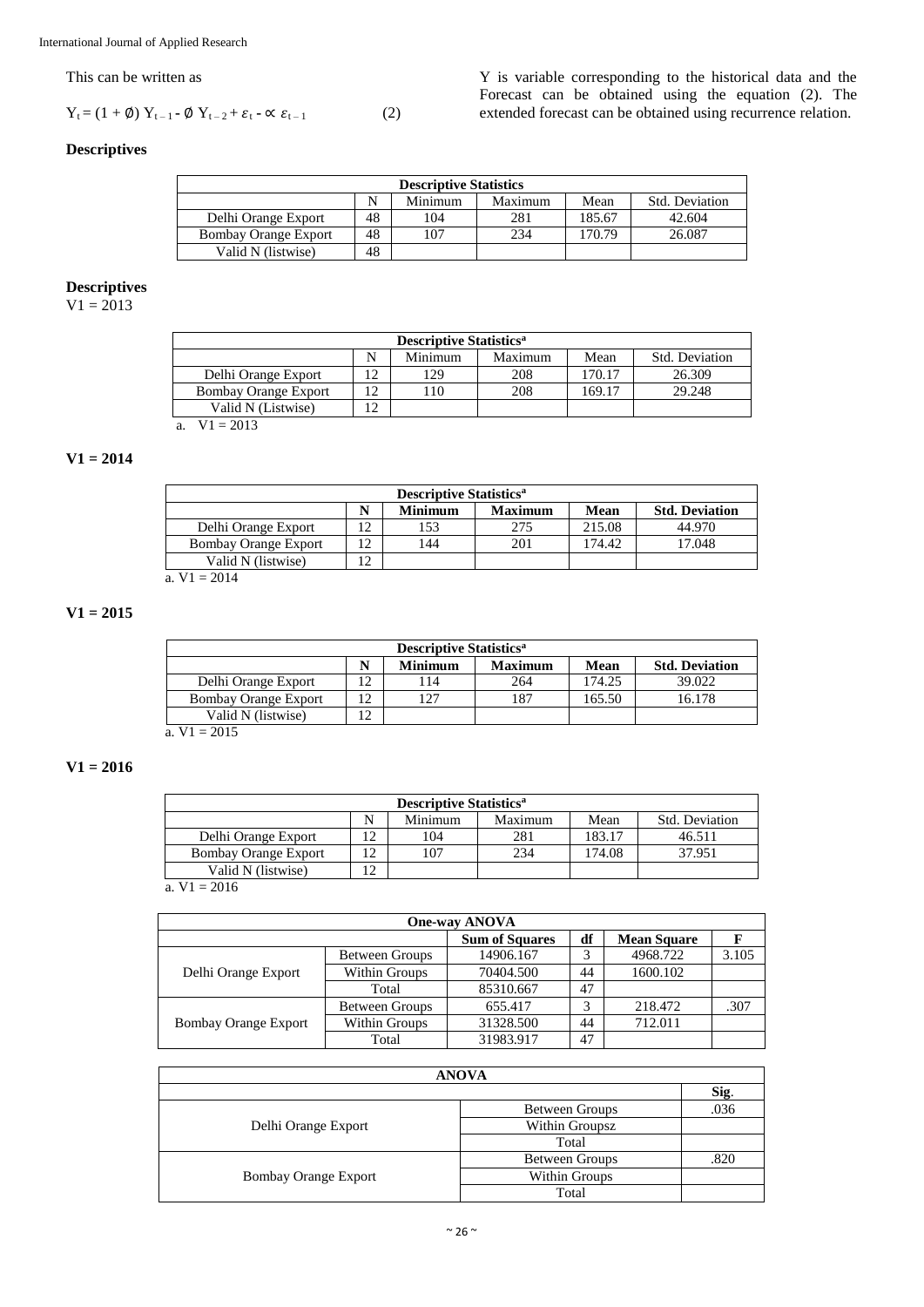This can be written as

$$Y_t = (1 + \emptyset)\, Y_{t-1} - \emptyset\, Y_{t-2} + \varepsilon_t - \propto \varepsilon_{t-1} \qquad (2)$$

Y is variable corresponding to the historical data and the Forecast can be obtained using the equation (2). The extended forecast can be obtained using recurrence relation.

### Descriptives

| Descriptive Statistics | | | | | |
|---|---|---|---|---|---|
| | N | Minimum | Maximum | Mean | Std. Deviation |
| Delhi Orange Export | 48 | 104 | 281 | 185.67 | 42.604 |
| Bombay Orange Export | 48 | 107 | 234 | 170.79 | 26.087 |
| Valid N (listwise) | 48 | | | | |

### Descriptives

V1 = 2013

| Descriptive Statistics[a] | | | | | |
|---|---|---|---|---|---|
| | N | Minimum | Maximum | Mean | Std. Deviation |
| Delhi Orange Export | 12 | 129 | 208 | 170.17 | 26.309 |
| Bombay Orange Export | 12 | 110 | 208 | 169.17 | 29.248 |
| Valid N (Listwise) | 12 | | | | |

a. V1 = 2013

### V1 = 2014

| Descriptive Statistics[a] | | | | | |
|---|---|---|---|---|---|
| | **N** | **Minimum** | **Maximum** | **Mean** | **Std. Deviation** |
| Delhi Orange Export | 12 | 153 | 275 | 215.08 | 44.970 |
| Bombay Orange Export | 12 | 144 | 201 | 174.42 | 17.048 |
| Valid N (listwise) | 12 | | | | |

a. V1 = 2014

### V1 = 2015

| Descriptive Statistics[a] | | | | | |
|---|---|---|---|---|---|
| | **N** | **Minimum** | **Maximum** | **Mean** | **Std. Deviation** |
| Delhi Orange Export | 12 | 114 | 264 | 174.25 | 39.022 |
| Bombay Orange Export | 12 | 127 | 187 | 165.50 | 16.178 |
| Valid N (listwise) | 12 | | | | |

a. V1 = 2015

### V1 = 2016

| Descriptive Statistics[a] | | | | | |
|---|---|---|---|---|---|
| | N | Minimum | Maximum | Mean | Std. Deviation |
| Delhi Orange Export | 12 | 104 | 281 | 183.17 | 46.511 |
| Bombay Orange Export | 12 | 107 | 234 | 174.08 | 37.951 |
| Valid N (listwise) | 12 | | | | |

a. V1 = 2016

| One-way ANOVA | | | | | |
|---|---|---|---|---|---|
| | | **Sum of Squares** | **df** | **Mean Square** | **F** |
| Delhi Orange Export | Between Groups | 14906.167 | 3 | 4968.722 | 3.105 |
| | Within Groups | 70404.500 | 44 | 1600.102 | |
| | Total | 85310.667 | 47 | | |
| Bombay Orange Export | Between Groups | 655.417 | 3 | 218.472 | .307 |
| | Within Groups | 31328.500 | 44 | 712.011 | |
| | Total | 31983.917 | 47 | | |

| ANOVA | | |
|---|---|---|
| | | **Sig.** |
| Delhi Orange Export | Between Groups | .036 |
| | Within Groupsz | |
| | Total | |
| Bombay Orange Export | Between Groups | .820 |
| | Within Groups | |
| | Total | |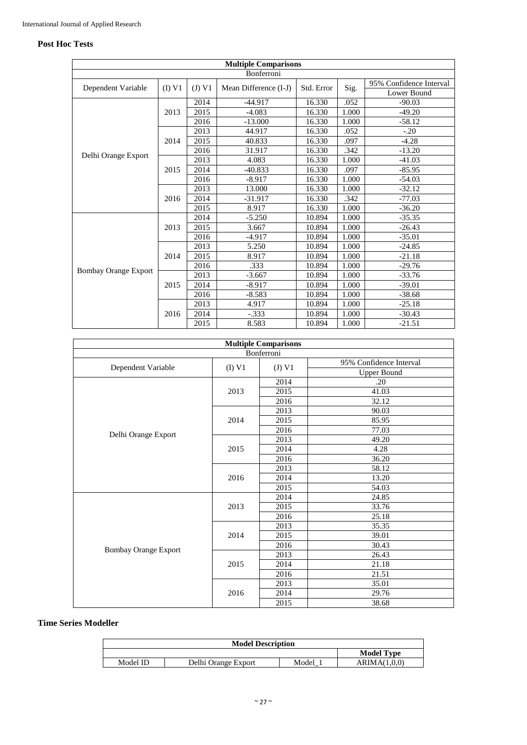### Post Hoc Tests

| Multiple Comparisons | | | | | | |
|---|---|---|---|---|---|---|
| Bonferroni | | | | | | |
| Dependent Variable | (I) V1 | (J) V1 | Mean Difference (I-J) | Std. Error | Sig. | 95% Confidence Interval |
| | | | | | | Lower Bound |
| Delhi Orange Export | 2013 | 2014 | -44.917 | 16.330 | .052 | -90.03 |
| | | 2015 | -4.083 | 16.330 | 1.000 | -49.20 |
| | | 2016 | -13.000 | 16.330 | 1.000 | -58.12 |
| | 2014 | 2013 | 44.917 | 16.330 | .052 | -.20 |
| | | 2015 | 40.833 | 16.330 | .097 | -4.28 |
| | | 2016 | 31.917 | 16.330 | .342 | -13.20 |
| | 2015 | 2013 | 4.083 | 16.330 | 1.000 | -41.03 |
| | | 2014 | -40.833 | 16.330 | .097 | -85.95 |
| | | 2016 | -8.917 | 16.330 | 1.000 | -54.03 |
| | 2016 | 2013 | 13.000 | 16.330 | 1.000 | -32.12 |
| | | 2014 | -31.917 | 16.330 | .342 | -77.03 |
| | | 2015 | 8.917 | 16.330 | 1.000 | -36.20 |
| Bombay Orange Export | 2013 | 2014 | -5.250 | 10.894 | 1.000 | -35.35 |
| | | 2015 | 3.667 | 10.894 | 1.000 | -26.43 |
| | | 2016 | -4.917 | 10.894 | 1.000 | -35.01 |
| | 2014 | 2013 | 5.250 | 10.894 | 1.000 | -24.85 |
| | | 2015 | 8.917 | 10.894 | 1.000 | -21.18 |
| | | 2016 | .333 | 10.894 | 1.000 | -29.76 |
| | 2015 | 2013 | -3.667 | 10.894 | 1.000 | -33.76 |
| | | 2014 | -8.917 | 10.894 | 1.000 | -39.01 |
| | | 2016 | -8.583 | 10.894 | 1.000 | -38.68 |
| | 2016 | 2013 | 4.917 | 10.894 | 1.000 | -25.18 |
| | | 2014 | -.333 | 10.894 | 1.000 | -30.43 |
| | | 2015 | 8.583 | 10.894 | 1.000 | -21.51 |

| Multiple Comparisons | | | |
|---|---|---|---|
| Bonferroni | | | |
| Dependent Variable | (I) V1 | (J) V1 | 95% Confidence Interval |
| | | | Upper Bound |
| Delhi Orange Export | 2013 | 2014 | .20 |
| | | 2015 | 41.03 |
| | | 2016 | 32.12 |
| | 2014 | 2013 | 90.03 |
| | | 2015 | 85.95 |
| | | 2016 | 77.03 |
| | 2015 | 2013 | 49.20 |
| | | 2014 | 4.28 |
| | | 2016 | 36.20 |
| | 2016 | 2013 | 58.12 |
| | | 2014 | 13.20 |
| | | 2015 | 54.03 |
| Bombay Orange Export | 2013 | 2014 | 24.85 |
| | | 2015 | 33.76 |
| | | 2016 | 25.18 |
| | 2014 | 2013 | 35.35 |
| | | 2015 | 39.01 |
| | | 2016 | 30.43 |
| | 2015 | 2013 | 26.43 |
| | | 2014 | 21.18 |
| | | 2016 | 21.51 |
| | 2016 | 2013 | 35.01 |
| | | 2014 | 29.76 |
| | | 2015 | 38.68 |

### Time Series Modeller

| Model Description | | | |
|---|---|---|---|
| | | | **Model Type** |
| Model ID | Delhi Orange Export | Model_1 | ARIMA(1,0,0) |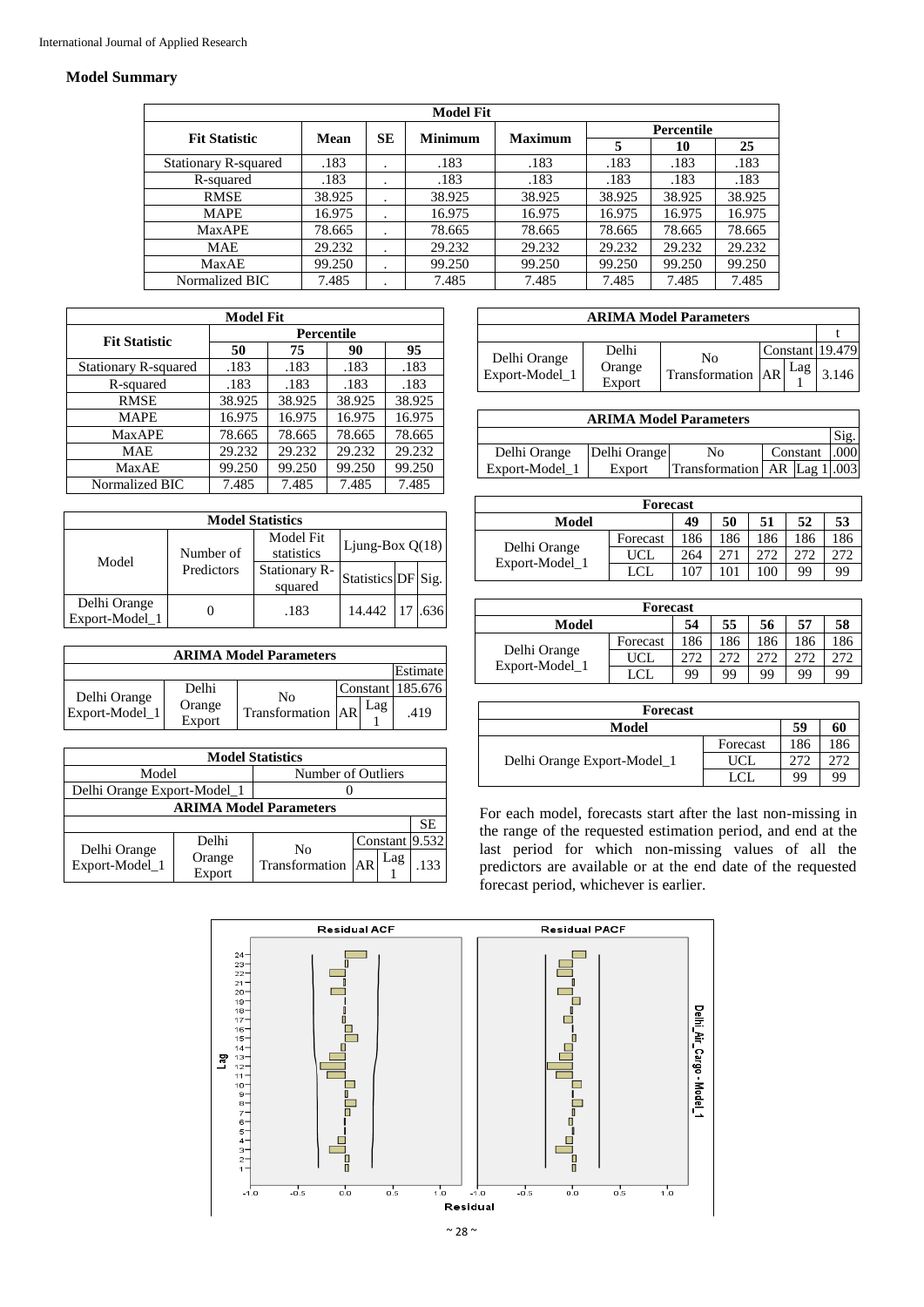## Model Summary

| Model Fit | | | | | | | |
|---|---|---|---|---|---|---|---|
| Fit Statistic | Mean | SE | Minimum | Maximum | Percentile | | |
| | | | | | 5 | 10 | 25 |
| Stationary R-squared | .183 | . | .183 | .183 | .183 | .183 | .183 |
| R-squared | .183 | . | .183 | .183 | .183 | .183 | .183 |
| RMSE | 38.925 | . | 38.925 | 38.925 | 38.925 | 38.925 | 38.925 |
| MAPE | 16.975 | . | 16.975 | 16.975 | 16.975 | 16.975 | 16.975 |
| MaxAPE | 78.665 | . | 78.665 | 78.665 | 78.665 | 78.665 | 78.665 |
| MAE | 29.232 | . | 29.232 | 29.232 | 29.232 | 29.232 | 29.232 |
| MaxAE | 99.250 | . | 99.250 | 99.250 | 99.250 | 99.250 | 99.250 |
| Normalized BIC | 7.485 | . | 7.485 | 7.485 | 7.485 | 7.485 | 7.485 |

| Model Fit | | | | |
|---|---|---|---|---|
| Fit Statistic | Percentile | | | |
| | 50 | 75 | 90 | 95 |
| Stationary R-squared | .183 | .183 | .183 | .183 |
| R-squared | .183 | .183 | .183 | .183 |
| RMSE | 38.925 | 38.925 | 38.925 | 38.925 |
| MAPE | 16.975 | 16.975 | 16.975 | 16.975 |
| MaxAPE | 78.665 | 78.665 | 78.665 | 78.665 |
| MAE | 29.232 | 29.232 | 29.232 | 29.232 |
| MaxAE | 99.250 | 99.250 | 99.250 | 99.250 |
| Normalized BIC | 7.485 | 7.485 | 7.485 | 7.485 |

| Model Statistics | | | | | |
|---|---|---|---|---|---|
| Model | Number of Predictors | Model Fit statistics | Ljung-Box Q(18) | | |
| | | Stationary R-squared | Statistics | DF | Sig. |
| Delhi Orange Export-Model_1 | 0 | .183 | 14.442 | 17 | .636 |

| ARIMA Model Parameters | | | | | |
|---|---|---|---|---|---|
| | | | | | Estimate |
| Delhi Orange Export-Model_1 | Delhi Orange Export | No Transformation | | Constant | 185.676 |
| | | | AR | Lag 1 | .419 |

| Model Statistics | |
|---|---|
| Model | Number of Outliers |
| Delhi Orange Export-Model_1 | 0 |

| ARIMA Model Parameters | | | | | |
|---|---|---|---|---|---|
| | | | | | SE |
| Delhi Orange Export-Model_1 | Delhi Orange Export | No Transformation | | Constant | 9.532 |
| | | | AR | Lag 1 | .133 |

| ARIMA Model Parameters | | | | | |
|---|---|---|---|---|---|
| | | | | | t |
| Delhi Orange Export-Model_1 | Delhi Orange Export | No Transformation | | Constant | 19.479 |
| | | | AR | Lag 1 | 3.146 |

| ARIMA Model Parameters | | | | | |
|---|---|---|---|---|---|
| | | | | | Sig. |
| Delhi Orange Export-Model_1 | Delhi Orange Export | No Transformation | | Constant | .000 |
| | | | AR | Lag 1 | .003 |

| Forecast | | | | | | |
|---|---|---|---|---|---|---|
| Model | | 49 | 50 | 51 | 52 | 53 |
| Delhi Orange Export-Model_1 | Forecast | 186 | 186 | 186 | 186 | 186 |
| | UCL | 264 | 271 | 272 | 272 | 272 |
| | LCL | 107 | 101 | 100 | 99 | 99 |

| Forecast | | | | | | |
|---|---|---|---|---|---|---|
| Model | | 54 | 55 | 56 | 57 | 58 |
| Delhi Orange Export-Model_1 | Forecast | 186 | 186 | 186 | 186 | 186 |
| | UCL | 272 | 272 | 272 | 272 | 272 |
| | LCL | 99 | 99 | 99 | 99 | 99 |

| Forecast | | | |
|---|---|---|---|
| Model | | 59 | 60 |
| Delhi Orange Export-Model_1 | Forecast | 186 | 186 |
| | UCL | 272 | 272 |
| | LCL | 99 | 99 |

For each model, forecasts start after the last non-missing in the range of the requested estimation period, and end at the last period for which non-missing values of all the predictors are available or at the end date of the requested forecast period, whichever is earlier.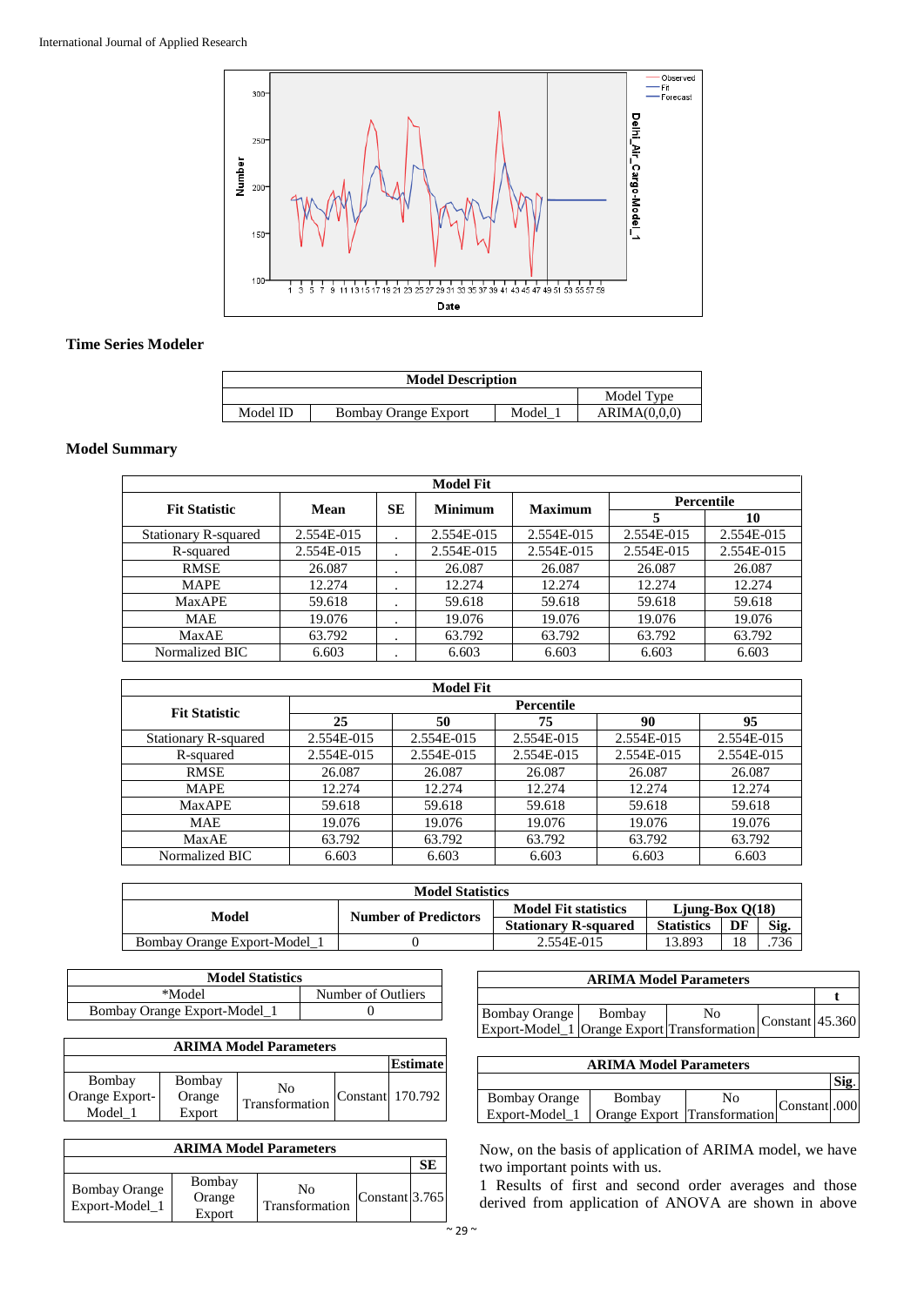## Time Series Modeler

| Model Description | | | |
|---|---|---|---|
| | | | Model Type |
| Model ID | Bombay Orange Export | Model_1 | ARIMA(0,0,0) |

## Model Summary

| Model Fit | | | | | | |
|---|---|---|---|---|---|---|
| Fit Statistic | Mean | SE | Minimum | Maximum | Percentile | |
| | | | | | 5 | 10 |
| Stationary R-squared | 2.554E-015 | . | 2.554E-015 | 2.554E-015 | 2.554E-015 | 2.554E-015 |
| R-squared | 2.554E-015 | . | 2.554E-015 | 2.554E-015 | 2.554E-015 | 2.554E-015 |
| RMSE | 26.087 | . | 26.087 | 26.087 | 26.087 | 26.087 |
| MAPE | 12.274 | . | 12.274 | 12.274 | 12.274 | 12.274 |
| MaxAPE | 59.618 | . | 59.618 | 59.618 | 59.618 | 59.618 |
| MAE | 19.076 | . | 19.076 | 19.076 | 19.076 | 19.076 |
| MaxAE | 63.792 | . | 63.792 | 63.792 | 63.792 | 63.792 |
| Normalized BIC | 6.603 | . | 6.603 | 6.603 | 6.603 | 6.603 |

| Model Fit | | | | | |
|---|---|---|---|---|---|
| Fit Statistic | Percentile | | | | |
| | 25 | 50 | 75 | 90 | 95 |
| Stationary R-squared | 2.554E-015 | 2.554E-015 | 2.554E-015 | 2.554E-015 | 2.554E-015 |
| R-squared | 2.554E-015 | 2.554E-015 | 2.554E-015 | 2.554E-015 | 2.554E-015 |
| RMSE | 26.087 | 26.087 | 26.087 | 26.087 | 26.087 |
| MAPE | 12.274 | 12.274 | 12.274 | 12.274 | 12.274 |
| MaxAPE | 59.618 | 59.618 | 59.618 | 59.618 | 59.618 |
| MAE | 19.076 | 19.076 | 19.076 | 19.076 | 19.076 |
| MaxAE | 63.792 | 63.792 | 63.792 | 63.792 | 63.792 |
| Normalized BIC | 6.603 | 6.603 | 6.603 | 6.603 | 6.603 |

| Model Statistics | | | | | |
|---|---|---|---|---|---|
| Model | Number of Predictors | Model Fit statistics | Ljung-Box Q(18) | | |
| | | Stationary R-squared | Statistics | DF | Sig. |
| Bombay Orange Export-Model_1 | 0 | 2.554E-015 | 13.893 | 18 | .736 |

| Model Statistics | |
|---|---|
| *Model | Number of Outliers |
| Bombay Orange Export-Model_1 | 0 |

| ARIMA Model Parameters | | | | |
|---|---|---|---|---|
| | | | | Estimate |
| Bombay Orange Export-Model_1 | Bombay Orange Export | No Transformation | Constant | 170.792 |

| ARIMA Model Parameters | | | | |
|---|---|---|---|---|
| | | | | SE |
| Bombay Orange Export-Model_1 | Bombay Orange Export | No Transformation | Constant | 3.765 |

| ARIMA Model Parameters | | | | |
|---|---|---|---|---|
| | | | | t |
| Bombay Orange Export-Model_1 | Bombay Orange Export | No Transformation | Constant | 45.360 |

| ARIMA Model Parameters | | | | |
|---|---|---|---|---|
| | | | | Sig. |
| Bombay Orange Export-Model_1 | Bombay Orange Export | No Transformation | Constant | .000 |

Now, on the basis of application of ARIMA model, we have two important points with us.

1 Results of first and second order averages and those derived from application of ANOVA are shown in above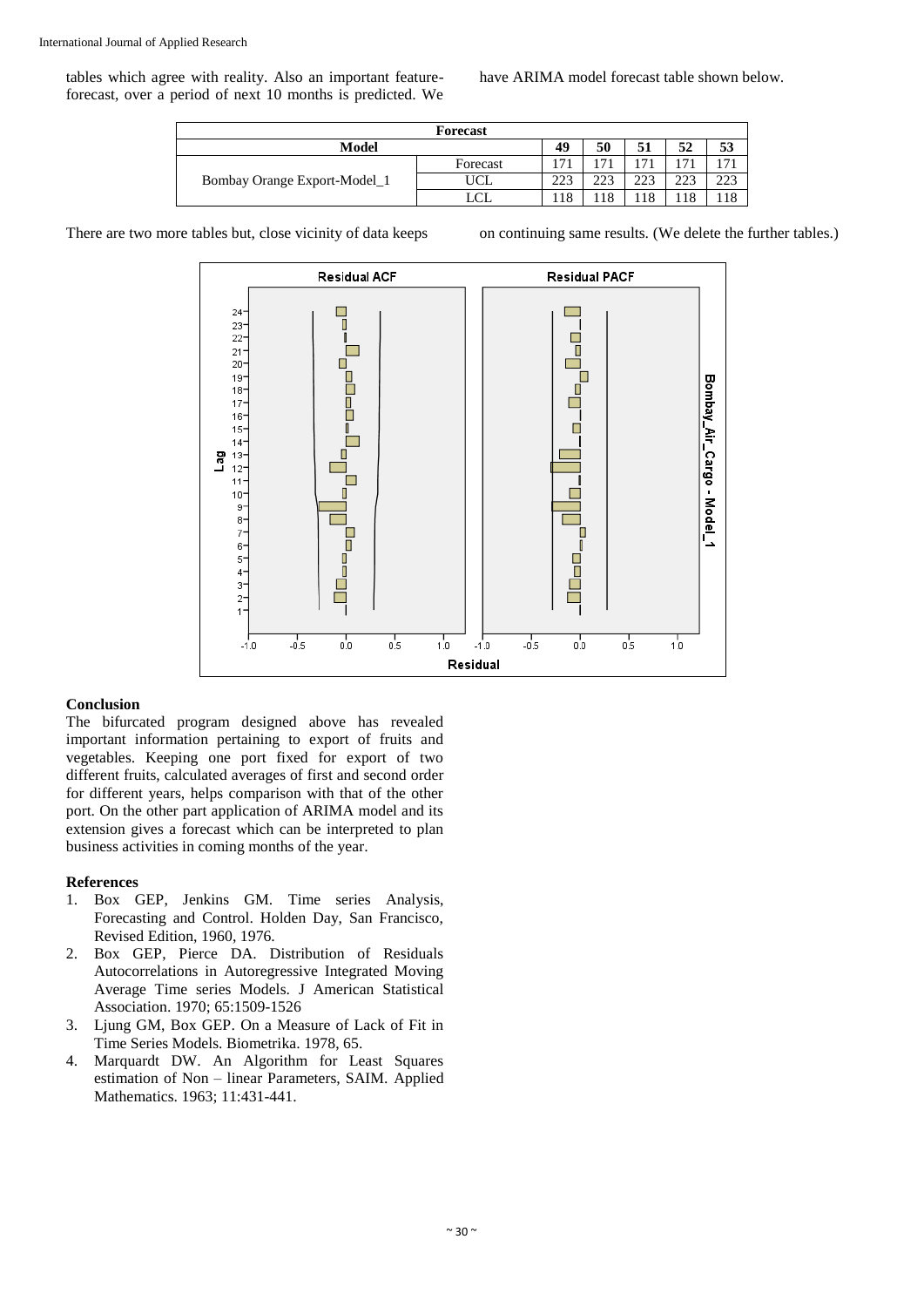tables which agree with reality. Also an important feature-forecast, over a period of next 10 months is predicted. We have ARIMA model forecast table shown below.

| Forecast | | | | | | |
|---|---|---|---|---|---|---|
| Model | | 49 | 50 | 51 | 52 | 53 |
| Bombay Orange Export-Model_1 | Forecast | 171 | 171 | 171 | 171 | 171 |
| | UCL | 223 | 223 | 223 | 223 | 223 |
| | LCL | 118 | 118 | 118 | 118 | 118 |

There are two more tables but, close vicinity of data keeps on continuing same results. (We delete the further tables.)

Residual ACF

Residual PACF

Lag

24
23
22
21
20
19
18
17
16
15
14
13
12
11
10
9
8
7
6
5
4
3
2
1

-1.0 -0.5 0.0 0.5 1.0 -1.0 -0.5 0.0 0.5 1.0

Residual

Bombay_Air_Cargo - Model_1

## Conclusion

The bifurcated program designed above has revealed important information pertaining to export of fruits and vegetables. Keeping one port fixed for export of two different fruits, calculated averages of first and second order for different years, helps comparison with that of the other port. On the other part application of ARIMA model and its extension gives a forecast which can be interpreted to plan business activities in coming months of the year.

## References

1. Box GEP, Jenkins GM. Time series Analysis, Forecasting and Control. Holden Day, San Francisco, Revised Edition, 1960, 1976.
2. Box GEP, Pierce DA. Distribution of Residuals Autocorrelations in Autoregressive Integrated Moving Average Time series Models. J American Statistical Association. 1970; 65:1509-1526
3. Ljung GM, Box GEP. On a Measure of Lack of Fit in Time Series Models. Biometrika. 1978, 65.
4. Marquardt DW. An Algorithm for Least Squares estimation of Non – linear Parameters, SAIM. Applied Mathematics. 1963; 11:431-441.